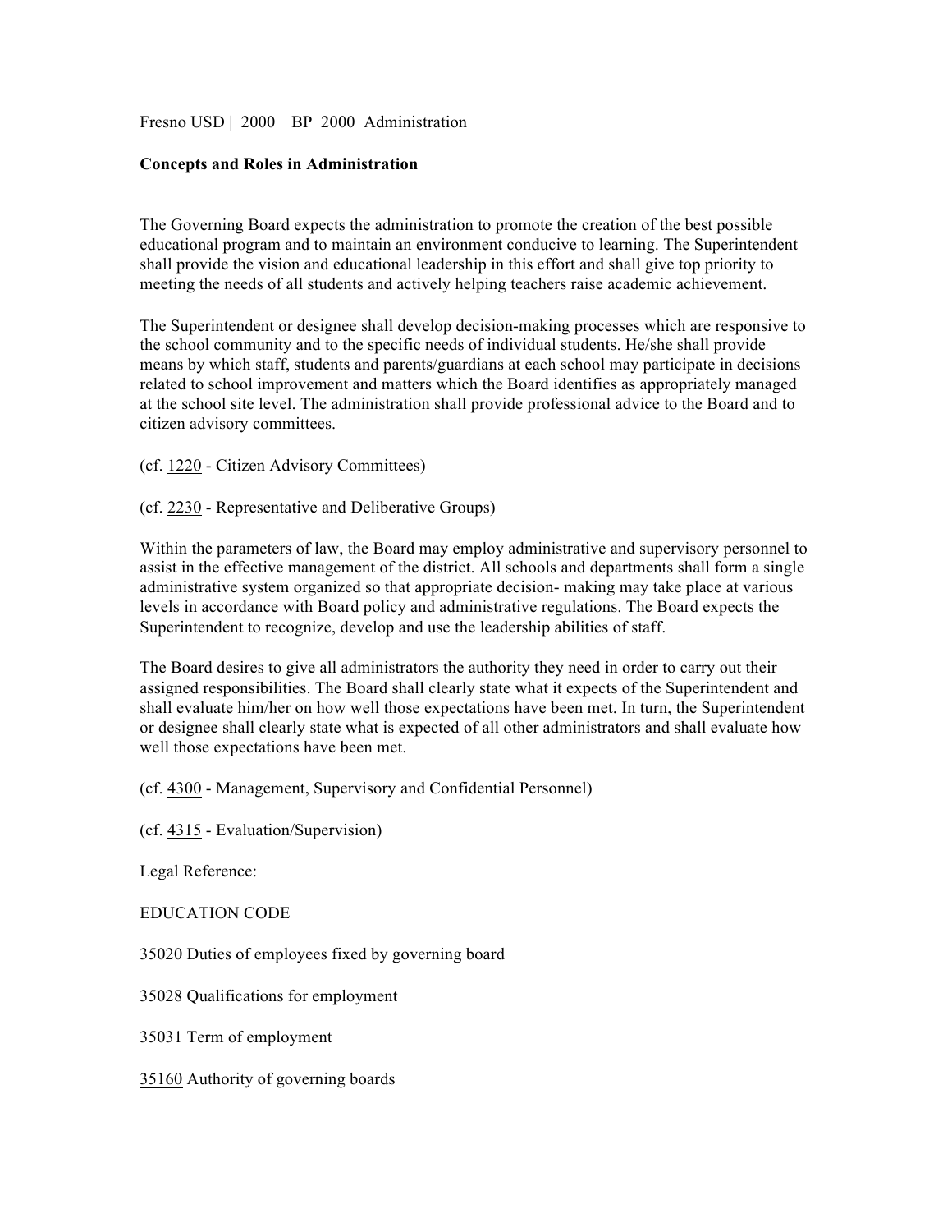Fresno USD | 2000 | BP 2000 Administration

**Concepts and Roles in Administration**

The Governing Board expects the administration to promote the creation of the best possible educational program and to maintain an environment conducive to learning. The Superintendent shall provide the vision and educational leadership in this effort and shall give top priority to meeting the needs of all students and actively helping teachers raise academic achievement.

The Superintendent or designee shall develop decision-making processes which are responsive to the school community and to the specific needs of individual students. He/she shall provide means by which staff, students and parents/guardians at each school may participate in decisions related to school improvement and matters which the Board identifies as appropriately managed at the school site level. The administration shall provide professional advice to the Board and to citizen advisory committees.

(cf. 1220 - Citizen Advisory Committees)

(cf. 2230 - Representative and Deliberative Groups)

Within the parameters of law, the Board may employ administrative and supervisory personnel to assist in the effective management of the district. All schools and departments shall form a single administrative system organized so that appropriate decision- making may take place at various levels in accordance with Board policy and administrative regulations. The Board expects the Superintendent to recognize, develop and use the leadership abilities of staff.

The Board desires to give all administrators the authority they need in order to carry out their assigned responsibilities. The Board shall clearly state what it expects of the Superintendent and shall evaluate him/her on how well those expectations have been met. In turn, the Superintendent or designee shall clearly state what is expected of all other administrators and shall evaluate how well those expectations have been met.

(cf. 4300 - Management, Supervisory and Confidential Personnel)

(cf. 4315 - Evaluation/Supervision)

Legal Reference:

EDUCATION CODE

35020 Duties of employees fixed by governing board

35028 Qualifications for employment

35031 Term of employment

35160 Authority of governing boards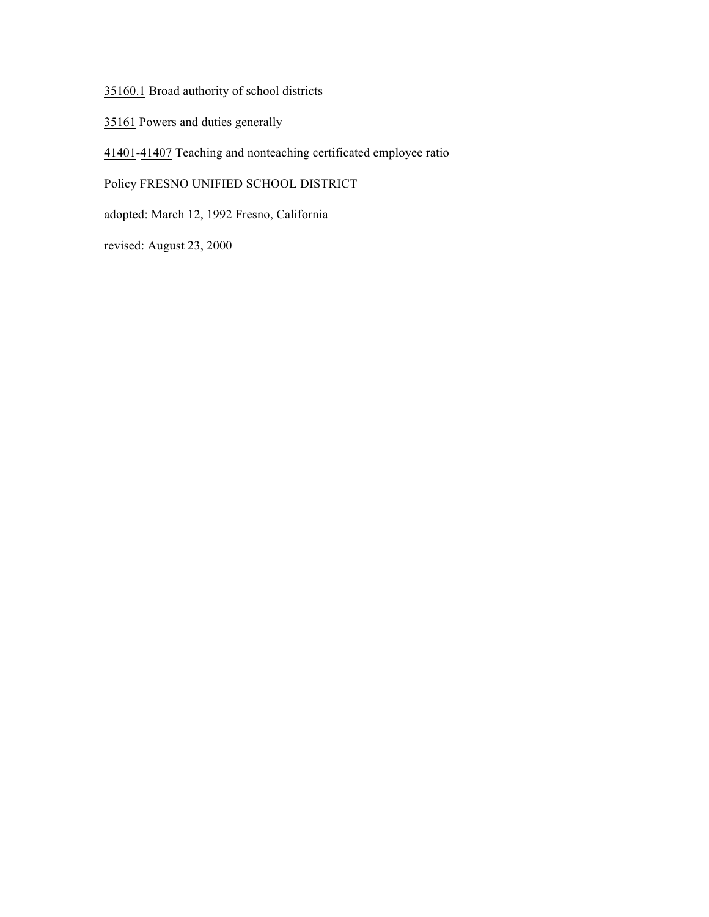35160.1 Broad authority of school districts

35161 Powers and duties generally

41401-41407 Teaching and nonteaching certificated employee ratio

Policy FRESNO UNIFIED SCHOOL DISTRICT

adopted: March 12, 1992 Fresno, California

revised: August 23, 2000